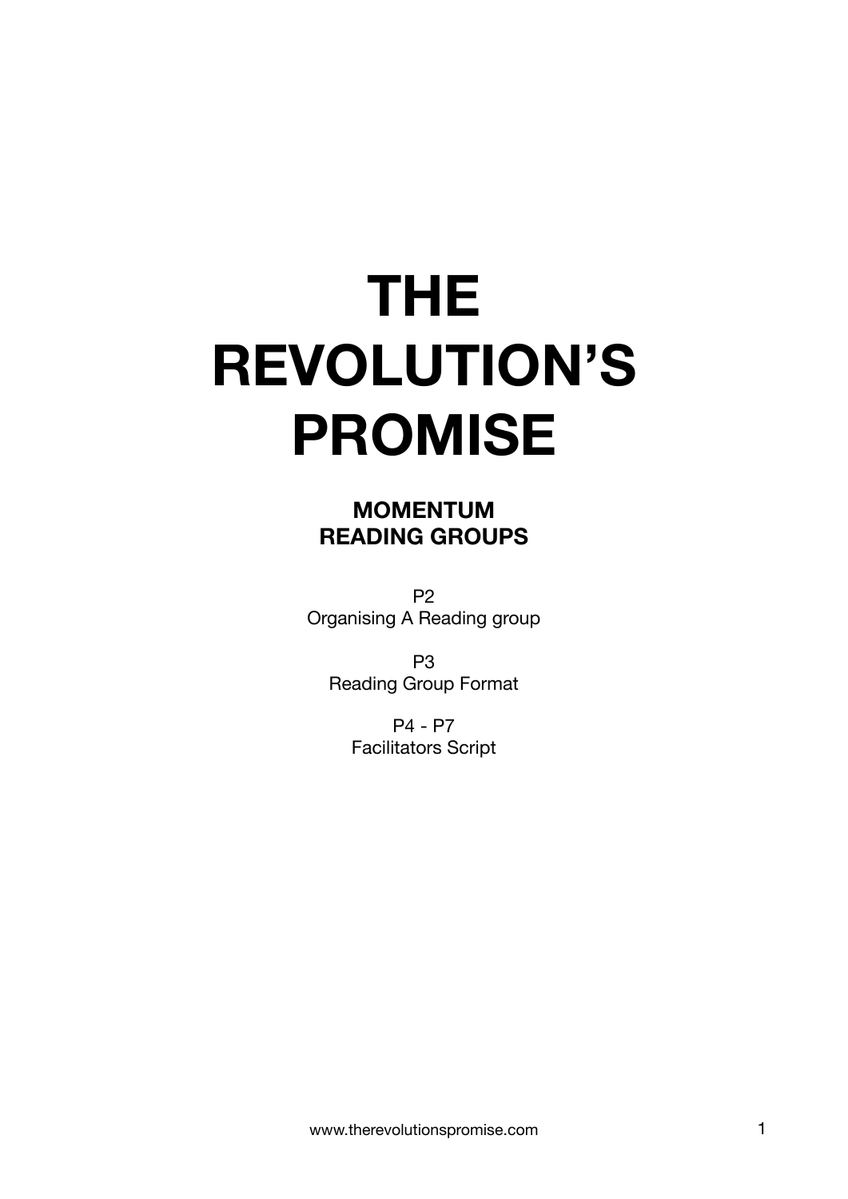# THE REVOLUTION'S PROMISE

## MOMENTUM READING GROUPS

P2
Organising A Reading group

P3
Reading Group Format

P4 - P7
Facilitators Script

www.therevolutionspromise.com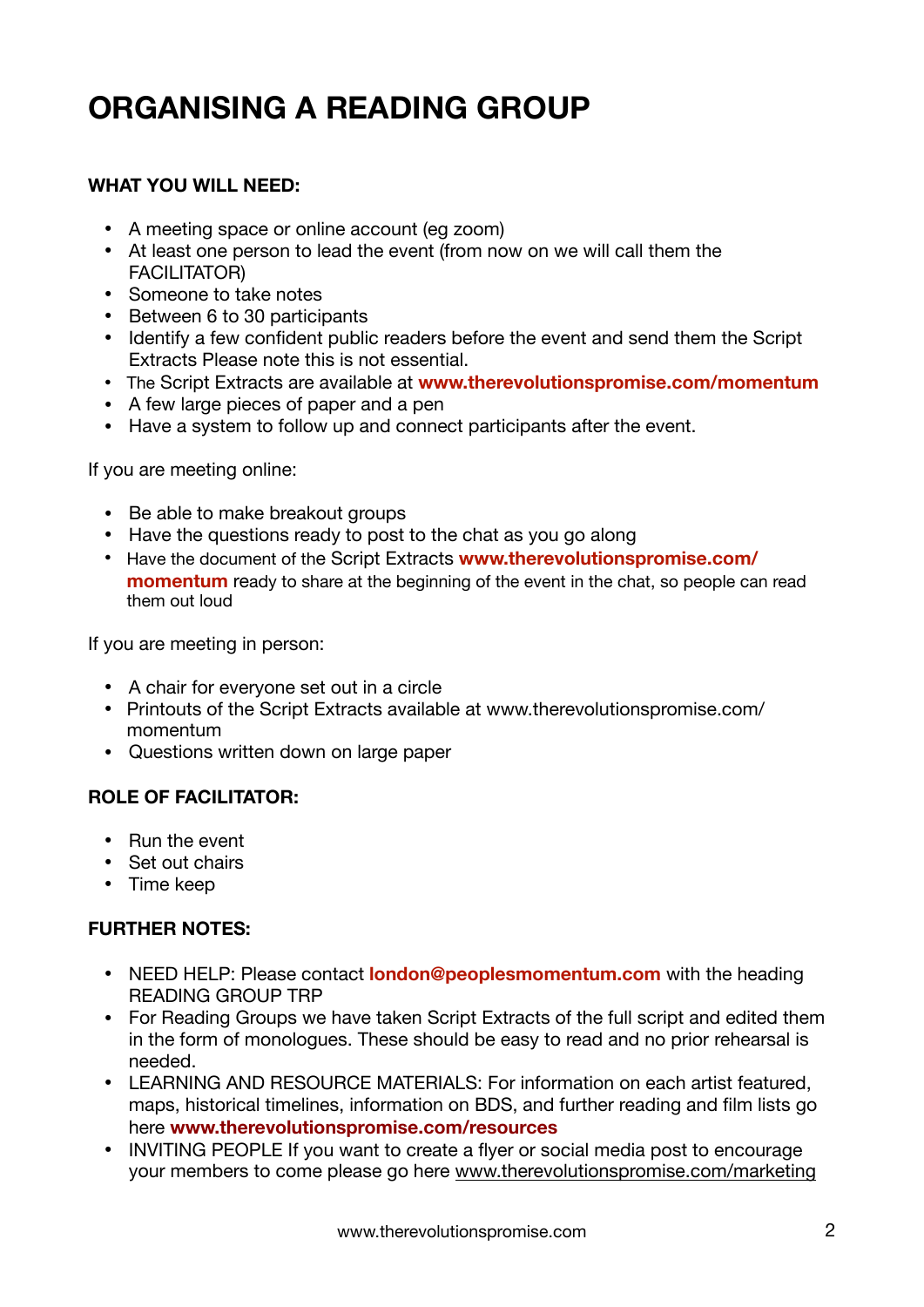# ORGANISING A READING GROUP

**WHAT YOU WILL NEED:**

- A meeting space or online account (eg zoom)
- At least one person to lead the event (from now on we will call them the FACILITATOR)
- Someone to take notes
- Between 6 to 30 participants
- Identify a few confident public readers before the event and send them the Script Extracts Please note this is not essential.
- The Script Extracts are available at **www.therevolutionspromise.com/momentum**
- A few large pieces of paper and a pen
- Have a system to follow up and connect participants after the event.

If you are meeting online:

- Be able to make breakout groups
- Have the questions ready to post to the chat as you go along
- Have the document of the Script Extracts **www.therevolutionspromise.com/momentum** ready to share at the beginning of the event in the chat, so people can read them out loud

If you are meeting in person:

- A chair for everyone set out in a circle
- Printouts of the Script Extracts available at www.therevolutionspromise.com/momentum
- Questions written down on large paper

**ROLE OF FACILITATOR:**

- Run the event
- Set out chairs
- Time keep

**FURTHER NOTES:**

- NEED HELP: Please contact **london@peoplesmomentum.com** with the heading READING GROUP TRP
- For Reading Groups we have taken Script Extracts of the full script and edited them in the form of monologues. These should be easy to read and no prior rehearsal is needed.
- LEARNING AND RESOURCE MATERIALS: For information on each artist featured, maps, historical timelines, information on BDS, and further reading and film lists go here **www.therevolutionspromise.com/resources**
- INVITING PEOPLE If you want to create a flyer or social media post to encourage your members to come please go here www.therevolutionspromise.com/marketing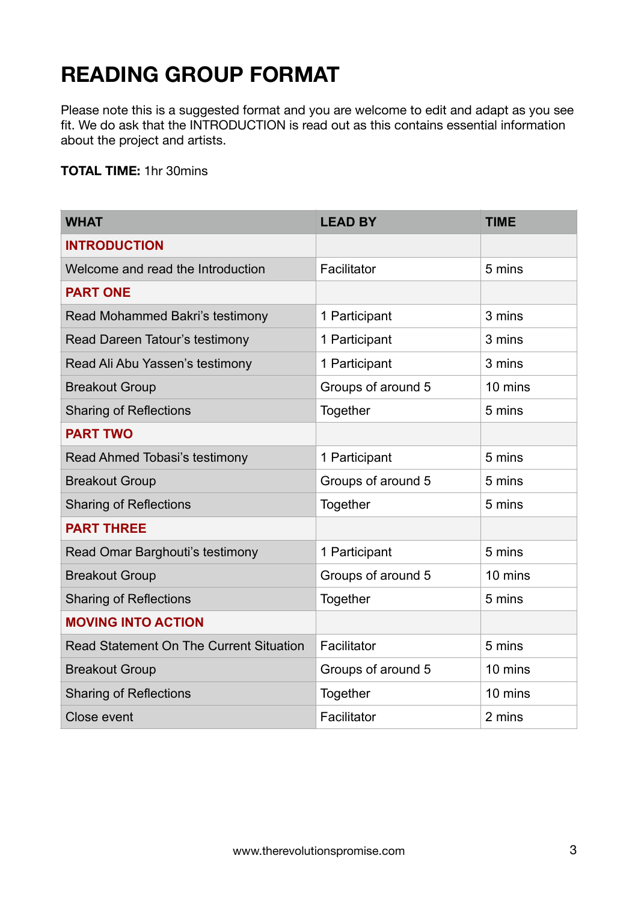# READING GROUP FORMAT

Please note this is a suggested format and you are welcome to edit and adapt as you see fit. We do ask that the INTRODUCTION is read out as this contains essential information about the project and artists.

**TOTAL TIME:** 1hr 30mins

| WHAT | LEAD BY | TIME |
|---|---|---|
| **INTRODUCTION** | | |
| Welcome and read the Introduction | Facilitator | 5 mins |
| **PART ONE** | | |
| Read Mohammed Bakri's testimony | 1 Participant | 3 mins |
| Read Dareen Tatour's testimony | 1 Participant | 3 mins |
| Read Ali Abu Yassen's testimony | 1 Participant | 3 mins |
| Breakout Group | Groups of around 5 | 10 mins |
| Sharing of Reflections | Together | 5 mins |
| **PART TWO** | | |
| Read Ahmed Tobasi's testimony | 1 Participant | 5 mins |
| Breakout Group | Groups of around 5 | 5 mins |
| Sharing of Reflections | Together | 5 mins |
| **PART THREE** | | |
| Read Omar Barghouti's testimony | 1 Participant | 5 mins |
| Breakout Group | Groups of around 5 | 10 mins |
| Sharing of Reflections | Together | 5 mins |
| **MOVING INTO ACTION** | | |
| Read Statement On The Current Situation | Facilitator | 5 mins |
| Breakout Group | Groups of around 5 | 10 mins |
| Sharing of Reflections | Together | 10 mins |
| Close event | Facilitator | 2 mins |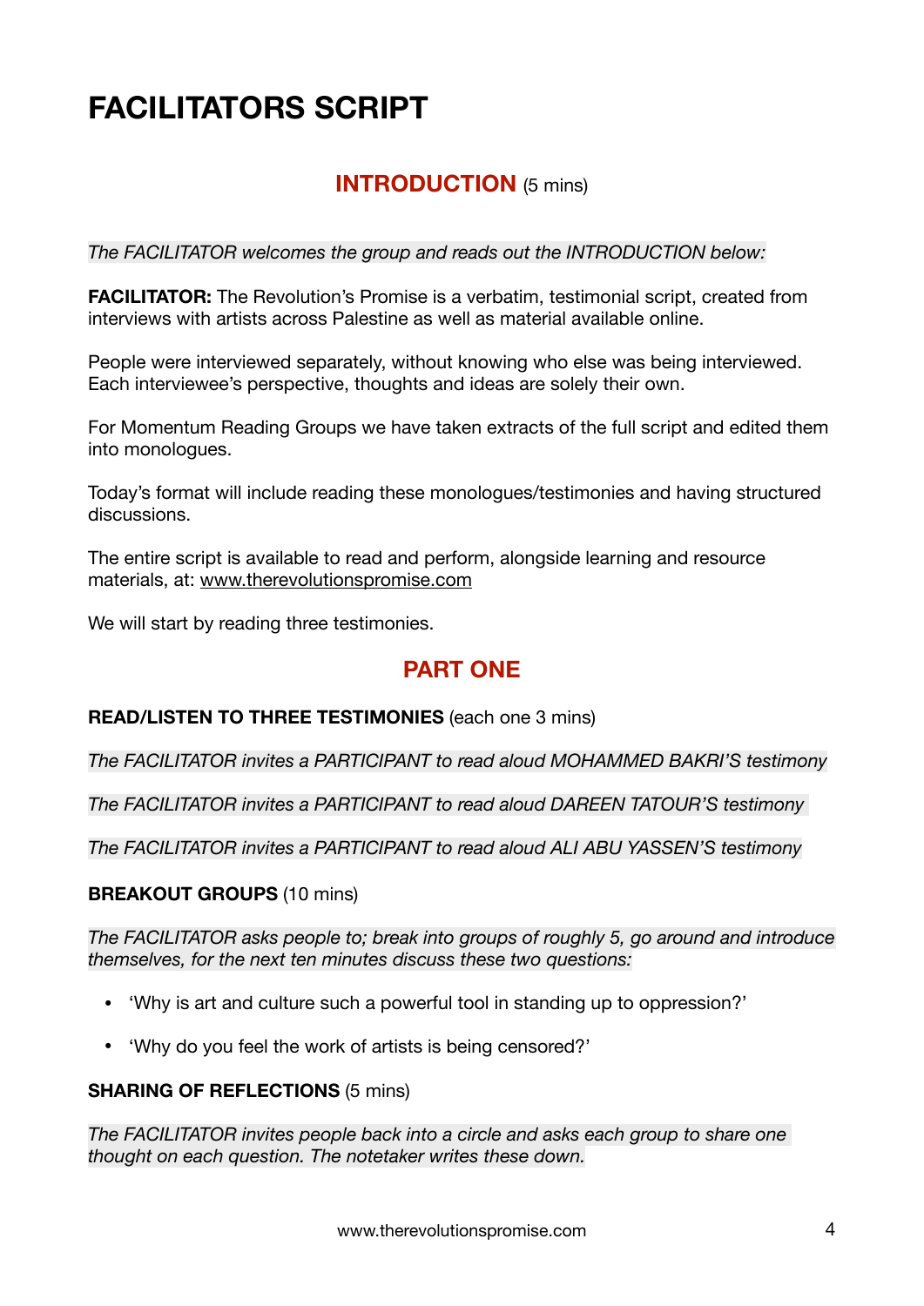# FACILITATORS SCRIPT

## INTRODUCTION (5 mins)

*The FACILITATOR welcomes the group and reads out the INTRODUCTION below:*

**FACILITATOR:** The Revolution's Promise is a verbatim, testimonial script, created from interviews with artists across Palestine as well as material available online.

People were interviewed separately, without knowing who else was being interviewed. Each interviewee's perspective, thoughts and ideas are solely their own.

For Momentum Reading Groups we have taken extracts of the full script and edited them into monologues.

Today's format will include reading these monologues/testimonies and having structured discussions.

The entire script is available to read and perform, alongside learning and resource materials, at: www.therevolutionspromise.com

We will start by reading three testimonies.

## PART ONE

**READ/LISTEN TO THREE TESTIMONIES** (each one 3 mins)

*The FACILITATOR invites a PARTICIPANT to read aloud MOHAMMED BAKRI'S testimony*

*The FACILITATOR invites a PARTICIPANT to read aloud DAREEN TATOUR'S testimony*

*The FACILITATOR invites a PARTICIPANT to read aloud ALI ABU YASSEN'S testimony*

**BREAKOUT GROUPS** (10 mins)

*The FACILITATOR asks people to; break into groups of roughly 5, go around and introduce themselves, for the next ten minutes discuss these two questions:*

- 'Why is art and culture such a powerful tool in standing up to oppression?'
- 'Why do you feel the work of artists is being censored?'

**SHARING OF REFLECTIONS** (5 mins)

*The FACILITATOR invites people back into a circle and asks each group to share one thought on each question. The notetaker writes these down.*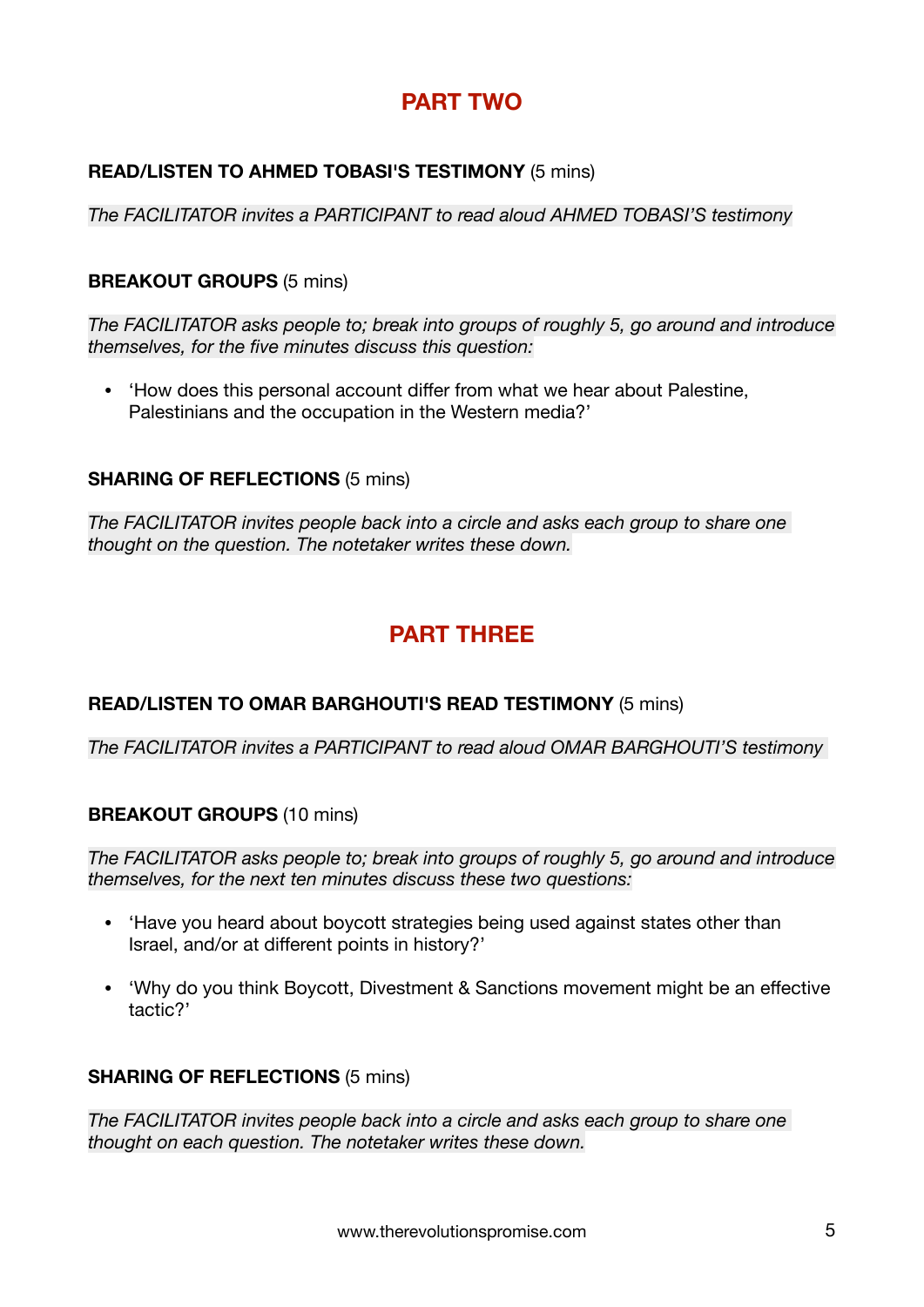## PART TWO

**READ/LISTEN TO AHMED TOBASI'S TESTIMONY** (5 mins)

*The FACILITATOR invites a PARTICIPANT to read aloud AHMED TOBASI'S testimony*

**BREAKOUT GROUPS** (5 mins)

*The FACILITATOR asks people to; break into groups of roughly 5, go around and introduce themselves, for the five minutes discuss this question:*

- 'How does this personal account differ from what we hear about Palestine, Palestinians and the occupation in the Western media?'

**SHARING OF REFLECTIONS** (5 mins)

*The FACILITATOR invites people back into a circle and asks each group to share one thought on the question. The notetaker writes these down.*

## PART THREE

**READ/LISTEN TO OMAR BARGHOUTI'S READ TESTIMONY** (5 mins)

*The FACILITATOR invites a PARTICIPANT to read aloud OMAR BARGHOUTI'S testimony*

**BREAKOUT GROUPS** (10 mins)

*The FACILITATOR asks people to; break into groups of roughly 5, go around and introduce themselves, for the next ten minutes discuss these two questions:*

- 'Have you heard about boycott strategies being used against states other than Israel, and/or at different points in history?'
- 'Why do you think Boycott, Divestment & Sanctions movement might be an effective tactic?'

**SHARING OF REFLECTIONS** (5 mins)

*The FACILITATOR invites people back into a circle and asks each group to share one thought on each question. The notetaker writes these down.*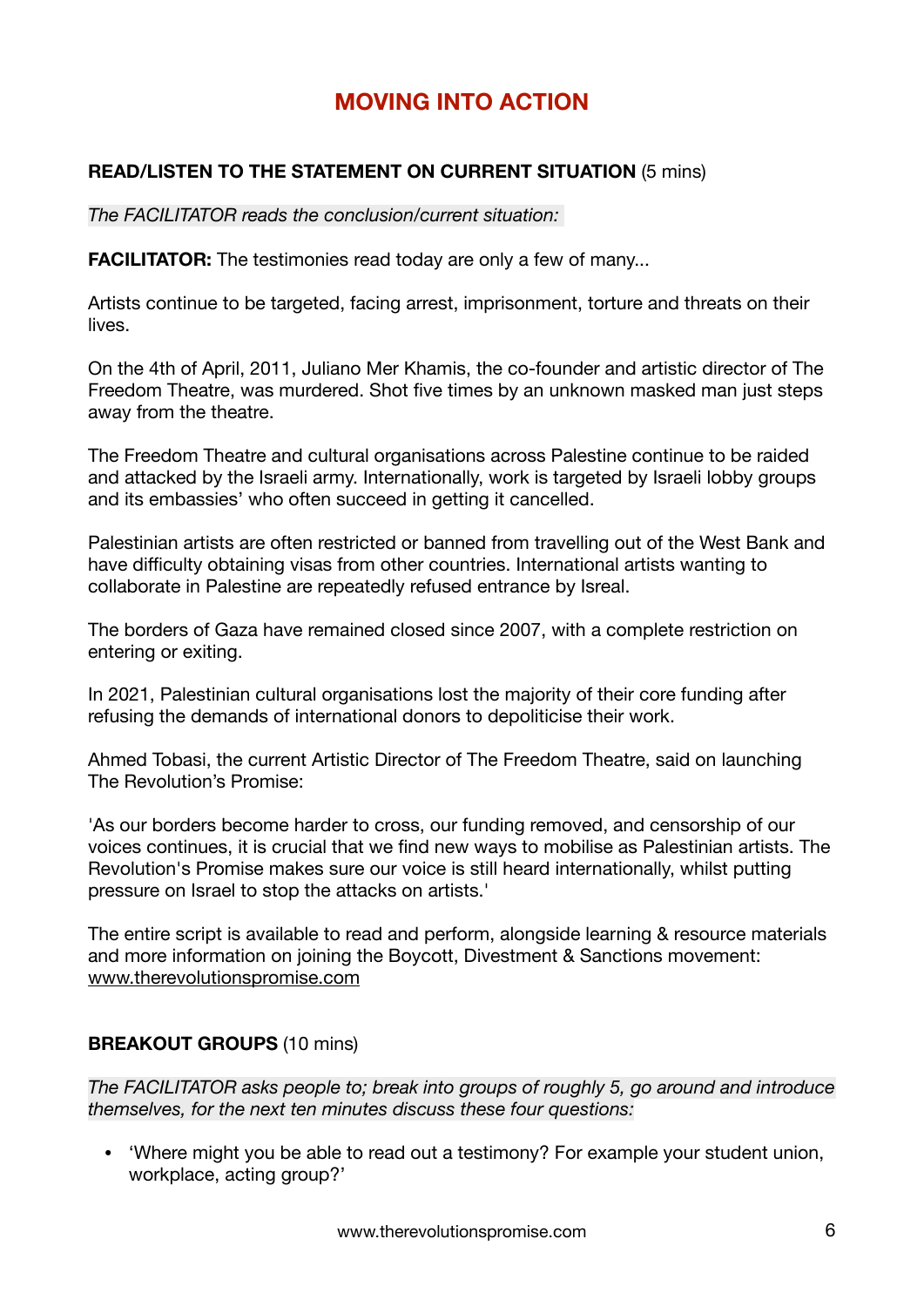# MOVING INTO ACTION

**READ/LISTEN TO THE STATEMENT ON CURRENT SITUATION** (5 mins)

*The FACILITATOR reads the conclusion/current situation:*

**FACILITATOR:** The testimonies read today are only a few of many...

Artists continue to be targeted, facing arrest, imprisonment, torture and threats on their lives.

On the 4th of April, 2011, Juliano Mer Khamis, the co-founder and artistic director of The Freedom Theatre, was murdered. Shot five times by an unknown masked man just steps away from the theatre.

The Freedom Theatre and cultural organisations across Palestine continue to be raided and attacked by the Israeli army. Internationally, work is targeted by Israeli lobby groups and its embassies' who often succeed in getting it cancelled.

Palestinian artists are often restricted or banned from travelling out of the West Bank and have difficulty obtaining visas from other countries. International artists wanting to collaborate in Palestine are repeatedly refused entrance by Isreal.

The borders of Gaza have remained closed since 2007, with a complete restriction on entering or exiting.

In 2021, Palestinian cultural organisations lost the majority of their core funding after refusing the demands of international donors to depoliticise their work.

Ahmed Tobasi, the current Artistic Director of The Freedom Theatre, said on launching The Revolution's Promise:

'As our borders become harder to cross, our funding removed, and censorship of our voices continues, it is crucial that we find new ways to mobilise as Palestinian artists. The Revolution's Promise makes sure our voice is still heard internationally, whilst putting pressure on Israel to stop the attacks on artists.'

The entire script is available to read and perform, alongside learning & resource materials and more information on joining the Boycott, Divestment & Sanctions movement: www.therevolutionspromise.com

**BREAKOUT GROUPS** (10 mins)

*The FACILITATOR asks people to; break into groups of roughly 5, go around and introduce themselves, for the next ten minutes discuss these four questions:*

- 'Where might you be able to read out a testimony? For example your student union, workplace, acting group?'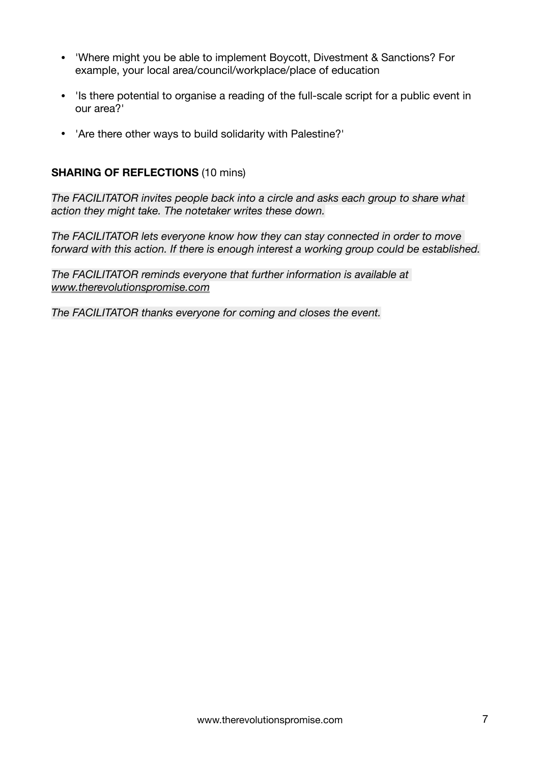- 'Where might you be able to implement Boycott, Divestment & Sanctions? For example, your local area/council/workplace/place of education
- 'Is there potential to organise a reading of the full-scale script for a public event in our area?'
- 'Are there other ways to build solidarity with Palestine?'

**SHARING OF REFLECTIONS** (10 mins)

*The FACILITATOR invites people back into a circle and asks each group to share what action they might take. The notetaker writes these down.*

*The FACILITATOR lets everyone know how they can stay connected in order to move forward with this action. If there is enough interest a working group could be established.*

*The FACILITATOR reminds everyone that further information is available at www.therevolutionspromise.com*

*The FACILITATOR thanks everyone for coming and closes the event.*